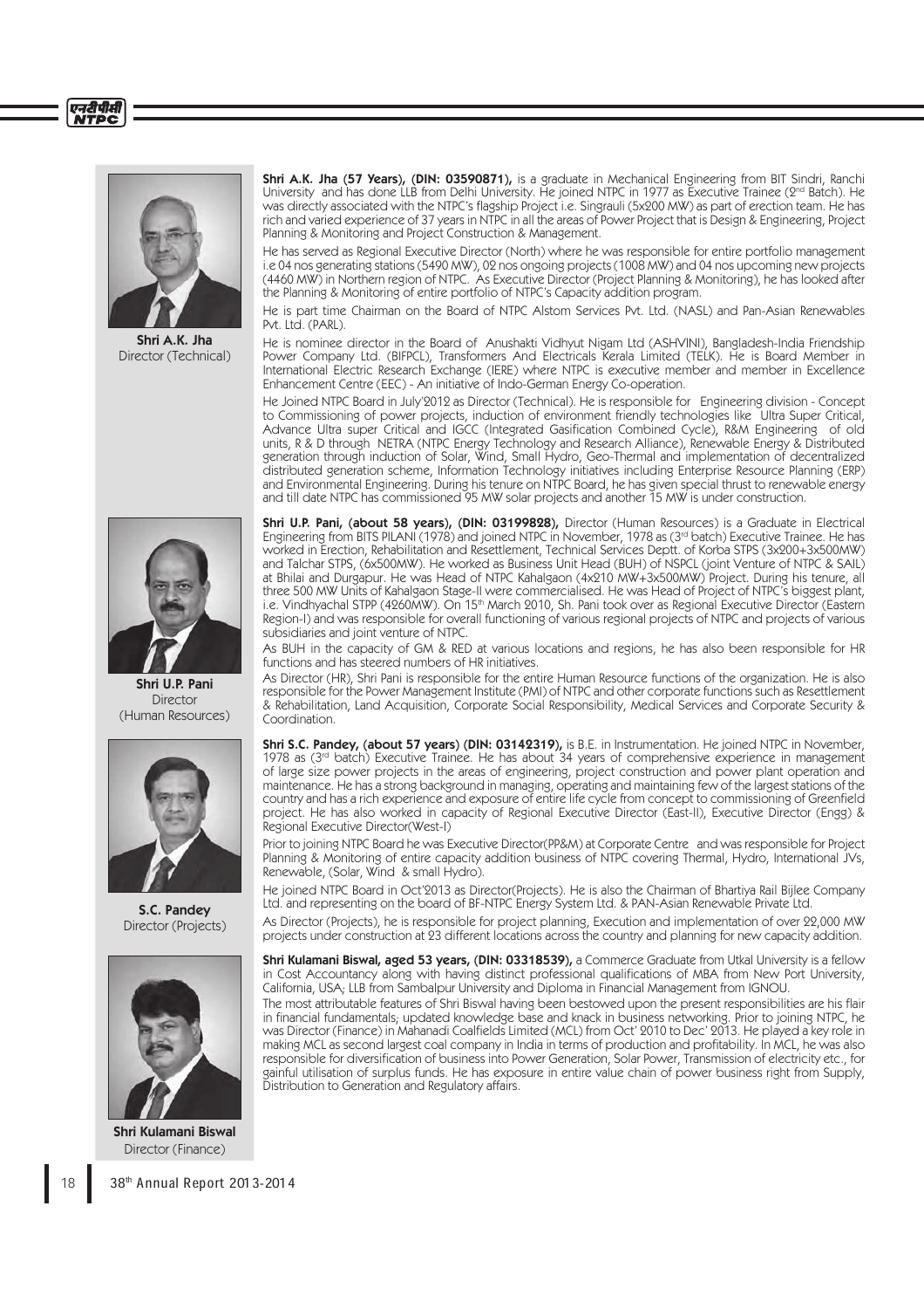**Shri A.K. Jha**
Director (Technical)

**Shri A.K. Jha (57 Years), (DIN: 03590871),** is a graduate in Mechanical Engineering from BIT Sindri, Ranchi University and has done LLB from Delhi University. He joined NTPC in 1977 as Executive Trainee (2nd Batch). He was directly associated with the NTPC's flagship Project i.e. Singrauli (5x200 MW) as part of erection team. He has rich and varied experience of 37 years in NTPC in all the areas of Power Project that is Design & Engineering, Project Planning & Monitoring and Project Construction & Management.

He has served as Regional Executive Director (North) where he was responsible for entire portfolio management i.e 04 nos generating stations (5490 MW), 02 nos ongoing projects (1008 MW) and 04 nos upcoming new projects (4460 MW) in Northern region of NTPC. As Executive Director (Project Planning & Monitoring), he has looked after the Planning & Monitoring of entire portfolio of NTPC's Capacity addition program.

He is part time Chairman on the Board of NTPC Alstom Services Pvt. Ltd. (NASL) and Pan-Asian Renewables Pvt. Ltd. (PARL).

He is nominee director in the Board of Anushakti Vidhyut Nigam Ltd (ASHVINI), Bangladesh-India Friendship Power Company Ltd. (BIFPCL), Transformers And Electricals Kerala Limited (TELK). He is Board Member in International Electric Research Exchange (IERE) where NTPC is executive member and member in Excellence Enhancement Centre (EEC) - An initiative of Indo-German Energy Co-operation.

He Joined NTPC Board in July'2012 as Director (Technical). He is responsible for Engineering division - Concept to Commissioning of power projects, induction of environment friendly technologies like Ultra Super Critical, Advance Ultra super Critical and IGCC (Integrated Gasification Combined Cycle), R&M Engineering of old units, R & D through NETRA (NTPC Energy Technology and Research Alliance), Renewable Energy & Distributed generation through induction of Solar, Wind, Small Hydro, Geo-Thermal and implementation of decentralized distributed generation scheme, Information Technology initiatives including Enterprise Resource Planning (ERP) and Environmental Engineering. During his tenure on NTPC Board, he has given special thrust to renewable energy and till date NTPC has commissioned 95 MW solar projects and another 15 MW is under construction.

**Shri U.P. Pani**
Director
(Human Resources)

**Shri U.P. Pani, (about 58 years), (DIN: 03199828),** Director (Human Resources) is a Graduate in Electrical Engineering from BITS PILANI (1978) and joined NTPC in November, 1978 as (3rd batch) Executive Trainee. He has worked in Erection, Rehabilitation and Resettlement, Technical Services Deptt. of Korba STPS (3x200+3x500MW) and Talchar STPS, (6x500MW). He worked as Business Unit Head (BUH) of NSPCL (joint Venture of NTPC & SAIL) at Bhilai and Durgapur. He was Head of NTPC Kahalgaon (4x210 MW+3x500MW) Project. During his tenure, all three 500 MW Units of Kahalgaon Stage-II were commercialised. He was Head of Project of NTPC's biggest plant, i.e. Vindhyachal STPP (4260MW). On 15th March 2010, Sh. Pani took over as Regional Executive Director (Eastern Region-I) and was responsible for overall functioning of various regional projects of NTPC and projects of various subsidiaries and joint venture of NTPC.

As BUH in the capacity of GM & RED at various locations and regions, he has also been responsible for HR functions and has steered numbers of HR initiatives.

As Director (HR), Shri Pani is responsible for the entire Human Resource functions of the organization. He is also responsible for the Power Management Institute (PMI) of NTPC and other corporate functions such as Resettlement & Rehabilitation, Land Acquisition, Corporate Social Responsibility, Medical Services and Corporate Security & Coordination.

**S.C. Pandey**
Director (Projects)

**Shri S.C. Pandey, (about 57 years) (DIN: 03142319),** is B.E. in Instrumentation. He joined NTPC in November, 1978 as (3rd batch) Executive Trainee. He has about 34 years of comprehensive experience in management of large size power projects in the areas of engineering, project construction and power plant operation and maintenance. He has a strong background in managing, operating and maintaining few of the largest stations of the country and has a rich experience and exposure of entire life cycle from concept to commissioning of Greenfield project. He has also worked in capacity of Regional Executive Director (East-II), Executive Director (Engg) & Regional Executive Director(West-I)

Prior to joining NTPC Board he was Executive Director(PP&M) at Corporate Centre and was responsible for Project Planning & Monitoring of entire capacity addition business of NTPC covering Thermal, Hydro, International JVs, Renewable, (Solar, Wind & small Hydro).

He joined NTPC Board in Oct'2013 as Director(Projects). He is also the Chairman of Bhartiya Rail Bijlee Company Ltd. and representing on the board of BF-NTPC Energy System Ltd. & PAN-Asian Renewable Private Ltd.

As Director (Projects), he is responsible for project planning, Execution and implementation of over 22,000 MW projects under construction at 23 different locations across the country and planning for new capacity addition.

**Shri Kulamani Biswal**
Director (Finance)

**Shri Kulamani Biswal, aged 53 years, (DIN: 03318539),** a Commerce Graduate from Utkal University is a fellow in Cost Accountancy along with having distinct professional qualifications of MBA from New Port University, California, USA; LLB from Sambalpur University and Diploma in Financial Management from IGNOU.

The most attributable features of Shri Biswal having been bestowed upon the present responsibilities are his flair in financial fundamentals; updated knowledge base and knack in business networking. Prior to joining NTPC, he was Director (Finance) in Mahanadi Coalfields Limited (MCL) from Oct' 2010 to Dec' 2013. He played a key role in making MCL as second largest coal company in India in terms of production and profitability. In MCL, he was also responsible for diversification of business into Power Generation, Solar Power, Transmission of electricity etc., for gainful utilisation of surplus funds. He has exposure in entire value chain of power business right from Supply, Distribution to Generation and Regulatory affairs.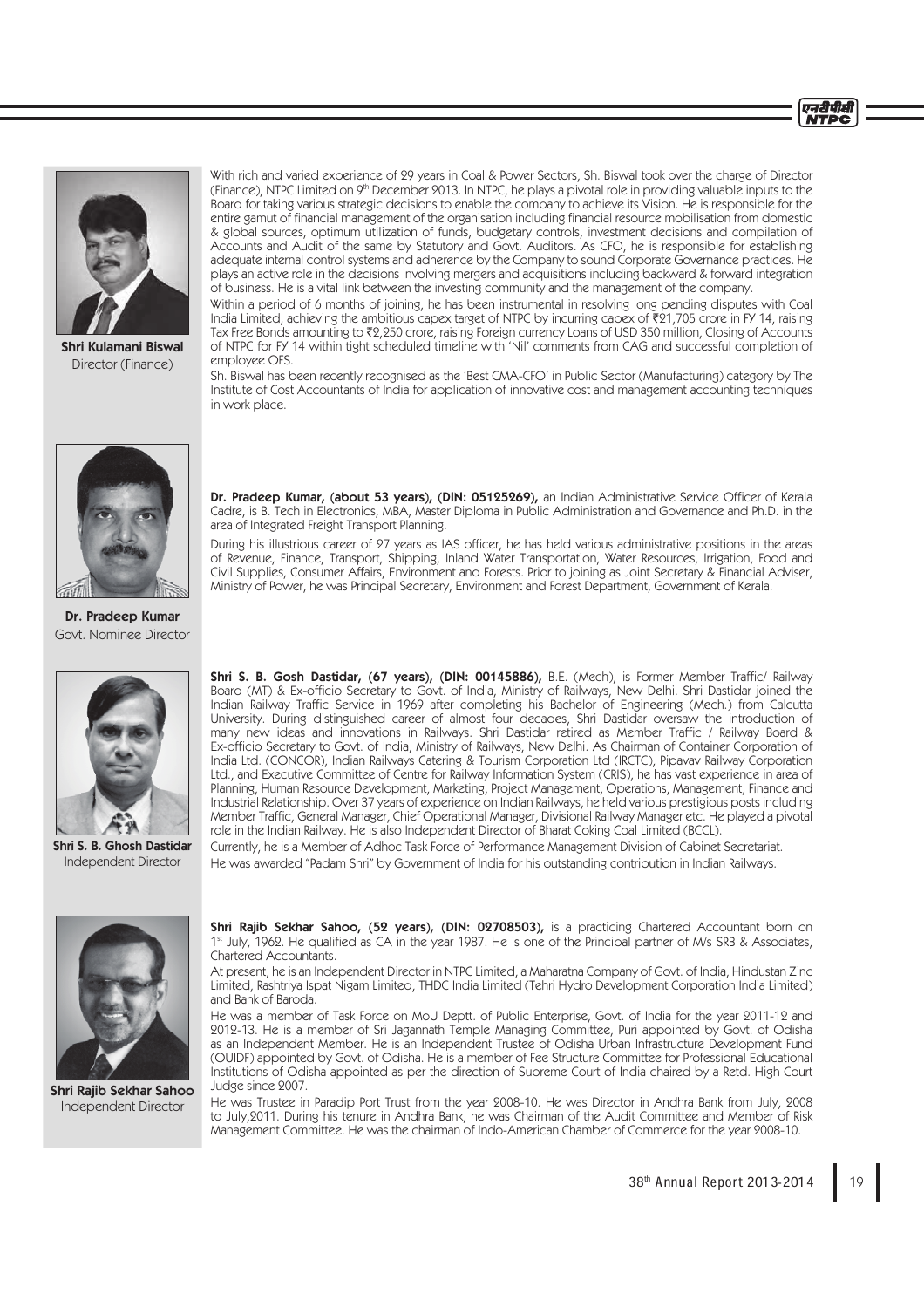**Shri Kulamani Biswal**
Director (Finance)

With rich and varied experience of 29 years in Coal & Power Sectors, Sh. Biswal took over the charge of Director (Finance), NTPC Limited on 9th December 2013. In NTPC, he plays a pivotal role in providing valuable inputs to the Board for taking various strategic decisions to enable the company to achieve its Vision. He is responsible for the entire gamut of financial management of the organisation including financial resource mobilisation from domestic & global sources, optimum utilization of funds, budgetary controls, investment decisions and compilation of Accounts and Audit of the same by Statutory and Govt. Auditors. As CFO, he is responsible for establishing adequate internal control systems and adherence by the Company to sound Corporate Governance practices. He plays an active role in the decisions involving mergers and acquisitions including backward & forward integration of business. He is a vital link between the investing community and the management of the company.

Within a period of 6 months of joining, he has been instrumental in resolving long pending disputes with Coal India Limited, achieving the ambitious capex target of NTPC by incurring capex of ₹21,705 crore in FY 14, raising Tax Free Bonds amounting to ₹2,250 crore, raising Foreign currency Loans of USD 350 million, Closing of Accounts of NTPC for FY 14 within tight scheduled timeline with 'Nil' comments from CAG and successful completion of employee OFS.

Sh. Biswal has been recently recognised as the 'Best CMA-CFO' in Public Sector (Manufacturing) category by The Institute of Cost Accountants of India for application of innovative cost and management accounting techniques in work place.

**Dr. Pradeep Kumar**
Govt. Nominee Director

**Dr. Pradeep Kumar, (about 53 years), (DIN: 05125269),** an Indian Administrative Service Officer of Kerala Cadre, is B. Tech in Electronics, MBA, Master Diploma in Public Administration and Governance and Ph.D. in the area of Integrated Freight Transport Planning.

During his illustrious career of 27 years as IAS officer, he has held various administrative positions in the areas of Revenue, Finance, Transport, Shipping, Inland Water Transportation, Water Resources, Irrigation, Food and Civil Supplies, Consumer Affairs, Environment and Forests. Prior to joining as Joint Secretary & Financial Adviser, Ministry of Power, he was Principal Secretary, Environment and Forest Department, Government of Kerala.

**Shri S. B. Ghosh Dastidar**
Independent Director

**Shri S. B. Gosh Dastidar, (67 years), (DIN: 00145886),** B.E. (Mech), is Former Member Traffic/ Railway Board (MT) & Ex-officio Secretary to Govt. of India, Ministry of Railways, New Delhi. Shri Dastidar joined the Indian Railway Traffic Service in 1969 after completing his Bachelor of Engineering (Mech.) from Calcutta University. During distinguished career of almost four decades, Shri Dastidar oversaw the introduction of many new ideas and innovations in Railways. Shri Dastidar retired as Member Traffic / Railway Board & Ex-officio Secretary to Govt. of India, Ministry of Railways, New Delhi. As Chairman of Container Corporation of India Ltd. (CONCOR), Indian Railways Catering & Tourism Corporation Ltd (IRCTC), Pipavav Railway Corporation Ltd., and Executive Committee of Centre for Railway Information System (CRIS), he has vast experience in area of Planning, Human Resource Development, Marketing, Project Management, Operations, Management, Finance and Industrial Relationship. Over 37 years of experience on Indian Railways, he held various prestigious posts including Member Traffic, General Manager, Chief Operational Manager, Divisional Railway Manager etc. He played a pivotal role in the Indian Railway. He is also Independent Director of Bharat Coking Coal Limited (BCCL).

Currently, he is a Member of Adhoc Task Force of Performance Management Division of Cabinet Secretariat.

He was awarded "Padam Shri" by Government of India for his outstanding contribution in Indian Railways.

**Shri Rajib Sekhar Sahoo**
Independent Director

**Shri Rajib Sekhar Sahoo, (52 years), (DIN: 02708503),** is a practicing Chartered Accountant born on 1st July, 1962. He qualified as CA in the year 1987. He is one of the Principal partner of M/s SRB & Associates, Chartered Accountants.

At present, he is an Independent Director in NTPC Limited, a Maharatna Company of Govt. of India, Hindustan Zinc Limited, Rashtriya Ispat Nigam Limited, THDC India Limited (Tehri Hydro Development Corporation India Limited) and Bank of Baroda.

He was a member of Task Force on MoU Deptt. of Public Enterprise, Govt. of India for the year 2011-12 and 2012-13. He is a member of Sri Jagannath Temple Managing Committee, Puri appointed by Govt. of Odisha as an Independent Member. He is an Independent Trustee of Odisha Urban Infrastructure Development Fund (OUIDF) appointed by Govt. of Odisha. He is a member of Fee Structure Committee for Professional Educational Institutions of Odisha appointed as per the direction of Supreme Court of India chaired by a Retd. High Court Judge since 2007.

He was Trustee in Paradip Port Trust from the year 2008-10. He was Director in Andhra Bank from July, 2008 to July,2011. During his tenure in Andhra Bank, he was Chairman of the Audit Committee and Member of Risk Management Committee. He was the chairman of Indo-American Chamber of Commerce for the year 2008-10.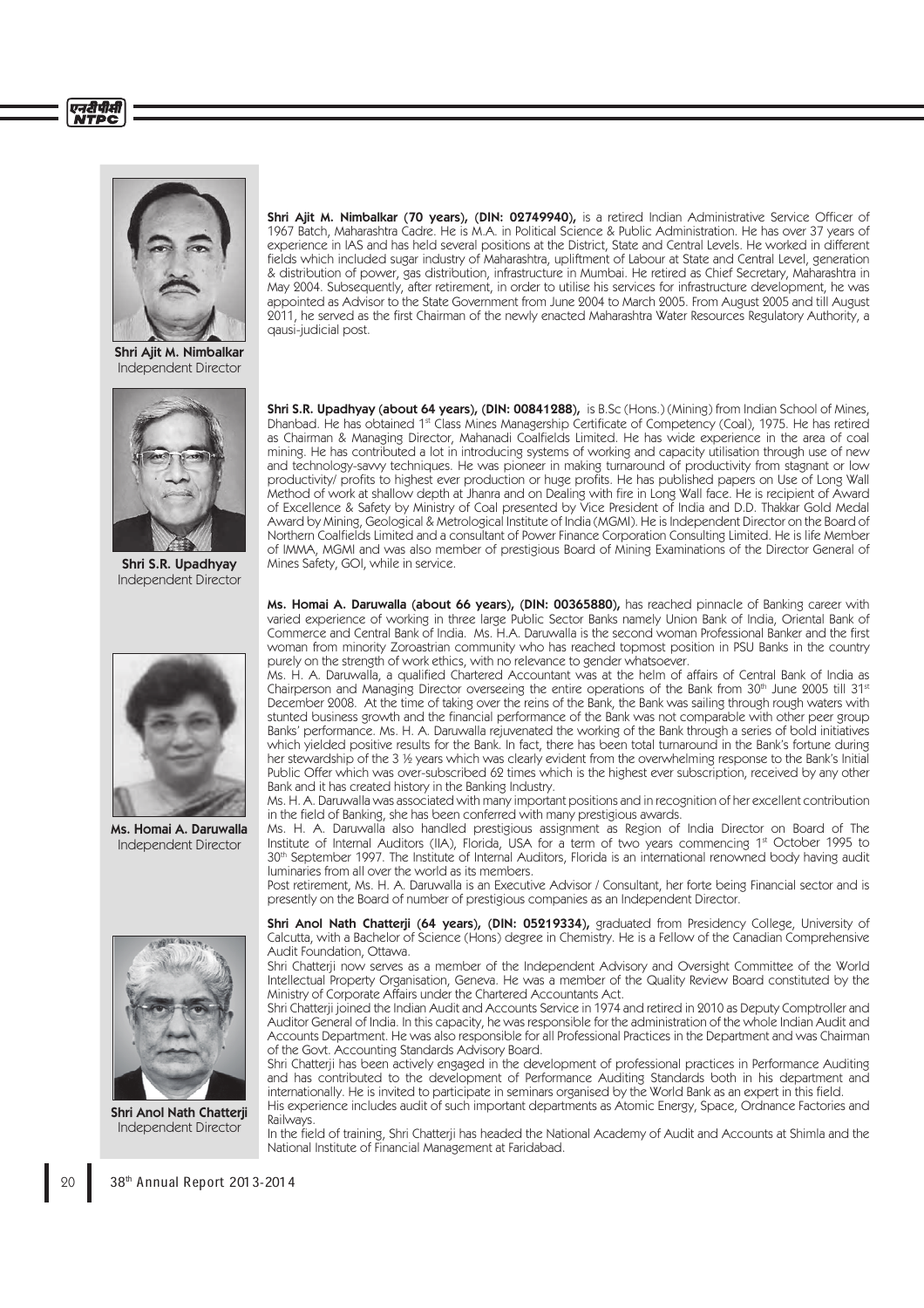**Shri Ajit M. Nimbalkar**
Independent Director

**Shri Ajit M. Nimbalkar (70 years), (DIN: 02749940),** is a retired Indian Administrative Service Officer of 1967 Batch, Maharashtra Cadre. He is M.A. in Political Science & Public Administration. He has over 37 years of experience in IAS and has held several positions at the District, State and Central Levels. He worked in different fields which included sugar industry of Maharashtra, upliftment of Labour at State and Central Level, generation & distribution of power, gas distribution, infrastructure in Mumbai. He retired as Chief Secretary, Maharashtra in May 2004. Subsequently, after retirement, in order to utilise his services for infrastructure development, he was appointed as Advisor to the State Government from June 2004 to March 2005. From August 2005 and till August 2011, he served as the first Chairman of the newly enacted Maharashtra Water Resources Regulatory Authority, a qausi-judicial post.

**Shri S.R. Upadhyay**
Independent Director

**Shri S.R. Upadhyay (about 64 years), (DIN: 00841288),** is B.Sc (Hons.) (Mining) from Indian School of Mines, Dhanbad. He has obtained 1st Class Mines Managership Certificate of Competency (Coal), 1975. He has retired as Chairman & Managing Director, Mahanadi Coalfields Limited. He has wide experience in the area of coal mining. He has contributed a lot in introducing systems of working and capacity utilisation through use of new and technology-savvy techniques. He was pioneer in making turnaround of productivity from stagnant or low productivity/ profits to highest ever production or huge profits. He has published papers on Use of Long Wall Method of work at shallow depth at Jhanra and on Dealing with fire in Long Wall face. He is recipient of Award of Excellence & Safety by Ministry of Coal presented by Vice President of India and D.D. Thakkar Gold Medal Award by Mining, Geological & Metrological Institute of India (MGMI). He is Independent Director on the Board of Northern Coalfields Limited and a consultant of Power Finance Corporation Consulting Limited. He is life Member of IMMA, MGMI and was also member of prestigious Board of Mining Examinations of the Director General of Mines Safety, GOI, while in service.

**Ms. Homai A. Daruwalla**
Independent Director

**Ms. Homai A. Daruwalla (about 66 years), (DIN: 00365880),** has reached pinnacle of Banking career with varied experience of working in three large Public Sector Banks namely Union Bank of India, Oriental Bank of Commerce and Central Bank of India. Ms. H.A. Daruwalla is the second woman Professional Banker and the first woman from minority Zoroastrian community who has reached topmost position in PSU Banks in the country purely on the strength of work ethics, with no relevance to gender whatsoever.

Ms. H. A. Daruwalla, a qualified Chartered Accountant was at the helm of affairs of Central Bank of India as Chairperson and Managing Director overseeing the entire operations of the Bank from 30th June 2005 till 31st December 2008. At the time of taking over the reins of the Bank, the Bank was sailing through rough waters with stunted business growth and the financial performance of the Bank was not comparable with other peer group Banks' performance. Ms. H. A. Daruwalla rejuvenated the working of the Bank through a series of bold initiatives which yielded positive results for the Bank. In fact, there has been total turnaround in the Bank's fortune during her stewardship of the 3 ½ years which was clearly evident from the overwhelming response to the Bank's Initial Public Offer which was over-subscribed 62 times which is the highest ever subscription, received by any other Bank and it has created history in the Banking Industry.

Ms. H. A. Daruwalla was associated with many important positions and in recognition of her excellent contribution in the field of Banking, she has been conferred with many prestigious awards.

Ms. H. A. Daruwalla also handled prestigious assignment as Region of India Director on Board of The Institute of Internal Auditors (IIA), Florida, USA for a term of two years commencing 1st October 1995 to 30th September 1997. The Institute of Internal Auditors, Florida is an international renowned body having audit luminaries from all over the world as its members.

Post retirement, Ms. H. A. Daruwalla is an Executive Advisor / Consultant, her forte being Financial sector and is presently on the Board of number of prestigious companies as an Independent Director.

**Shri Anol Nath Chatterji**
Independent Director

**Shri Anol Nath Chatterji (64 years), (DIN: 05219334),** graduated from Presidency College, University of Calcutta, with a Bachelor of Science (Hons) degree in Chemistry. He is a Fellow of the Canadian Comprehensive Audit Foundation, Ottawa.

Shri Chatterji now serves as a member of the Independent Advisory and Oversight Committee of the World Intellectual Property Organisation, Geneva. He was a member of the Quality Review Board constituted by the Ministry of Corporate Affairs under the Chartered Accountants Act.

Shri Chatterji joined the Indian Audit and Accounts Service in 1974 and retired in 2010 as Deputy Comptroller and Auditor General of India. In this capacity, he was responsible for the administration of the whole Indian Audit and Accounts Department. He was also responsible for all Professional Practices in the Department and was Chairman of the Govt. Accounting Standards Advisory Board.

Shri Chatterji has been actively engaged in the development of professional practices in Performance Auditing and has contributed to the development of Performance Auditing Standards both in his department and internationally. He is invited to participate in seminars organised by the World Bank as an expert in this field.

His experience includes audit of such important departments as Atomic Energy, Space, Ordnance Factories and Railways.

In the field of training, Shri Chatterji has headed the National Academy of Audit and Accounts at Shimla and the National Institute of Financial Management at Faridabad.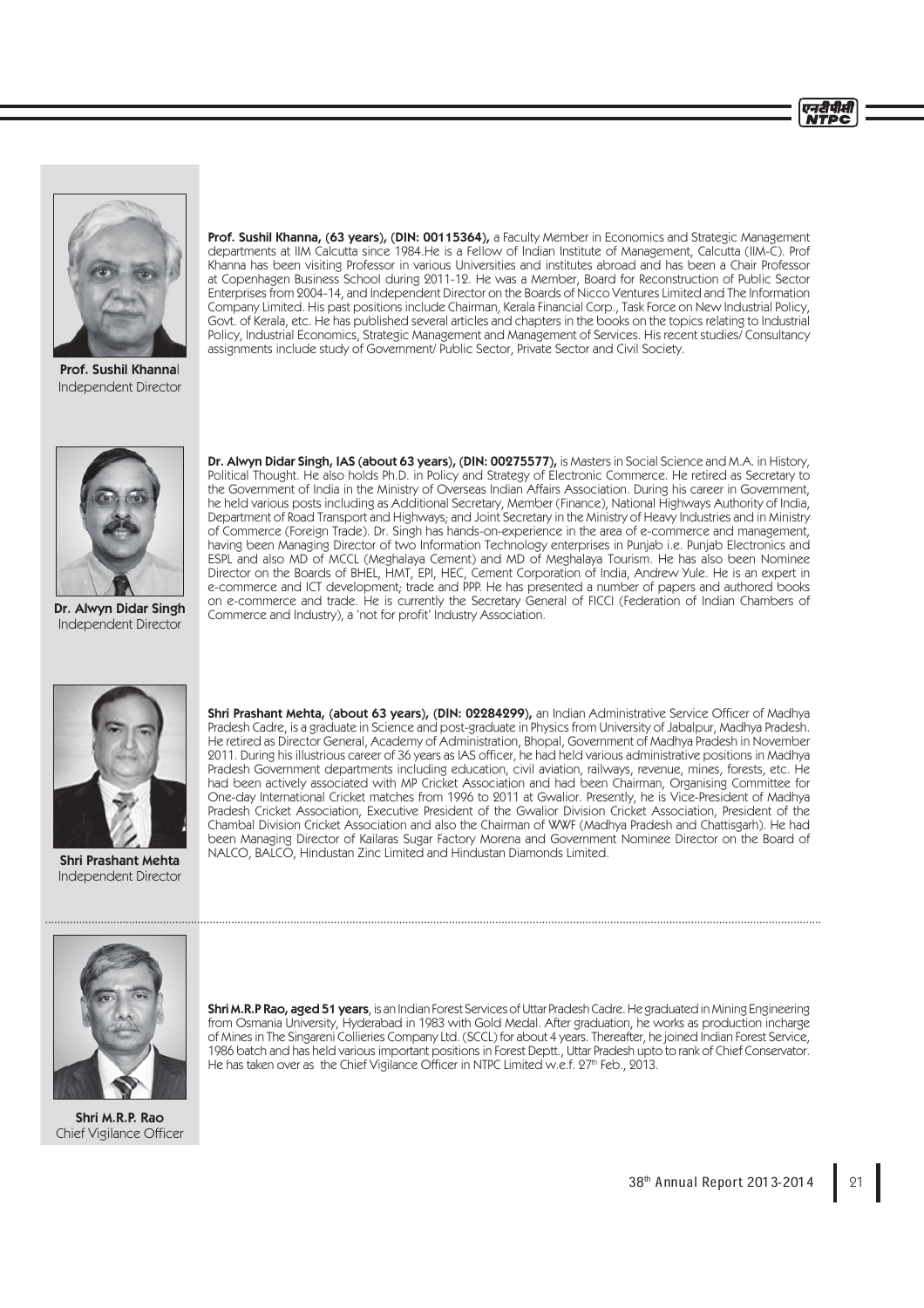**Prof. Sushil Khanna**
Independent Director

**Prof. Sushil Khanna, (63 years), (DIN: 00115364),** a Faculty Member in Economics and Strategic Management departments at IIM Calcutta since 1984.He is a Fellow of Indian Institute of Management, Calcutta (IIM-C). Prof Khanna has been visiting Professor in various Universities and institutes abroad and has been a Chair Professor at Copenhagen Business School during 2011-12. He was a Member, Board for Reconstruction of Public Sector Enterprises from 2004-14, and Independent Director on the Boards of Nicco Ventures Limited and The Information Company Limited. His past positions include Chairman, Kerala Financial Corp., Task Force on New Industrial Policy, Govt. of Kerala, etc. He has published several articles and chapters in the books on the topics relating to Industrial Policy, Industrial Economics, Strategic Management and Management of Services. His recent studies/ Consultancy assignments include study of Government/ Public Sector, Private Sector and Civil Society.

**Dr. Alwyn Didar Singh**
Independent Director

**Dr. Alwyn Didar Singh, IAS (about 63 years), (DIN: 00275577),** is Masters in Social Science and M.A. in History, Political Thought. He also holds Ph.D. in Policy and Strategy of Electronic Commerce. He retired as Secretary to the Government of India in the Ministry of Overseas Indian Affairs Association. During his career in Government, he held various posts including as Additional Secretary, Member (Finance), National Highways Authority of India, Department of Road Transport and Highways; and Joint Secretary in the Ministry of Heavy Industries and in Ministry of Commerce (Foreign Trade). Dr. Singh has hands-on-experience in the area of e-commerce and management, having been Managing Director of two Information Technology enterprises in Punjab i.e. Punjab Electronics and ESPL and also MD of MCCL (Meghalaya Cement) and MD of Meghalaya Tourism. He has also been Nominee Director on the Boards of BHEL, HMT, EPI, HEC, Cement Corporation of India, Andrew Yule. He is an expert in e-commerce and ICT development; trade and PPP. He has presented a number of papers and authored books on e-commerce and trade. He is currently the Secretary General of FICCI (Federation of Indian Chambers of Commerce and Industry), a 'not for profit' Industry Association.

**Shri Prashant Mehta**
Independent Director

**Shri Prashant Mehta, (about 63 years), (DIN: 02284299),** an Indian Administrative Service Officer of Madhya Pradesh Cadre, is a graduate in Science and post-graduate in Physics from University of Jabalpur, Madhya Pradesh. He retired as Director General, Academy of Administration, Bhopal, Government of Madhya Pradesh in November 2011. During his illustrious career of 36 years as IAS officer, he had held various administrative positions in Madhya Pradesh Government departments including education, civil aviation, railways, revenue, mines, forests, etc. He had been actively associated with MP Cricket Association and had been Chairman, Organising Committee for One-day International Cricket matches from 1996 to 2011 at Gwalior. Presently, he is Vice-President of Madhya Pradesh Cricket Association, Executive President of the Gwalior Division Cricket Association, President of the Chambal Division Cricket Association and also the Chairman of WWF (Madhya Pradesh and Chattisgarh). He had been Managing Director of Kailaras Sugar Factory Morena and Government Nominee Director on the Board of NALCO, BALCO, Hindustan Zinc Limited and Hindustan Diamonds Limited.

**Shri M.R.P. Rao**
Chief Vigilance Officer

**Shri M.R.P Rao, aged 51 years**, is an Indian Forest Services of Uttar Pradesh Cadre. He graduated in Mining Engineering from Osmania University, Hyderabad in 1983 with Gold Medal. After graduation, he works as production incharge of Mines in The Singareni Collieries Company Ltd. (SCCL) for about 4 years. Thereafter, he joined Indian Forest Service, 1986 batch and has held various important positions in Forest Deptt., Uttar Pradesh upto to rank of Chief Conservator. He has taken over as the Chief Vigilance Officer in NTPC Limited w.e.f. 27th Feb., 2013.